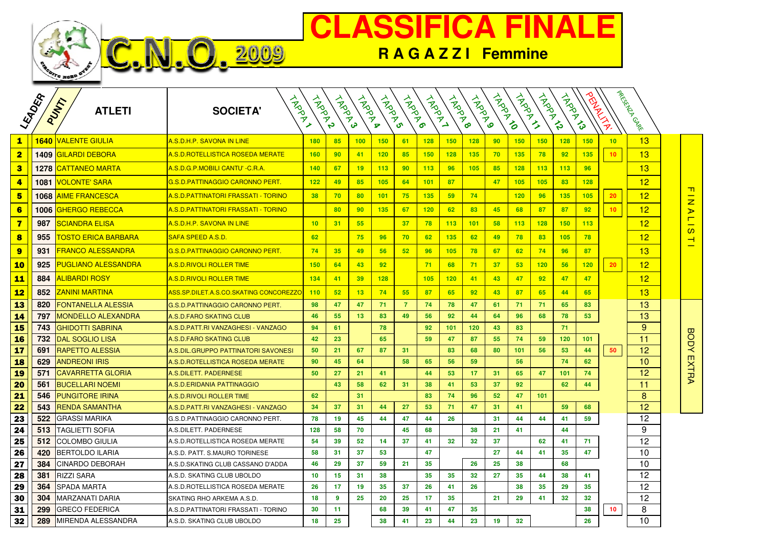# C.N.O. 2009

# CLASSIFICA FINALE

## R A G A Z Z I Femmine

| LEADER | PUNTI | ATLETI | SOCIETA' | TAPPA 1 | TAPPA 2 | TAPPA 3 | TAPPA 4 | TAPPA 5 | TAPPA 6 | TAPPA 7 | TAPPA 8 | TAPPA 9 | TAPPA 10 | TAPPA 11 | TAPPA 12 | TAPPA 13 | PENALITA' | PRESENZA GARE | |
|---|---|---|---|---|---|---|---|---|---|---|---|---|---|---|---|---|---|---|---|
| 1 | 1640 | VALENTE GIULIA | A.S.D.H.P. SAVONA IN LINE | 180 | 85 | 100 | 150 | 61 | 128 | 150 | 128 | 90 | 150 | 150 | 128 | 150 | 10 | 13 | FINALISTI |
| 2 | 1409 | GILARDI DEBORA | A.S.D.ROTELLISTICA ROSEDA MERATE | 160 | 90 | 41 | 120 | 85 | 150 | 128 | 135 | 70 | 135 | 78 | 92 | 135 | 10 | 13 | FINALISTI |
| 3 | 1278 | CATTANEO MARTA | A.S.D.G.P.MOBILI CANTU' -C.R.A. | 140 | 67 | 19 | 113 | 90 | 113 | 96 | 105 | 85 | 128 | 113 | 113 | 96 | | 13 | FINALISTI |
| 4 | 1081 | VOLONTE' SARA | G.S.D.PATTINAGGIO CARONNO PERT. | 122 | 49 | 85 | 105 | 64 | 101 | 87 | | 47 | 105 | 105 | 83 | 128 | | 12 | FINALISTI |
| 5 | 1068 | AIME FRANCESCA | A.S.D.PATTINATORI FRASSATI - TORINO | 38 | 70 | 80 | 101 | 75 | 135 | 59 | 74 | | 120 | 96 | 135 | 105 | 20 | 12 | FINALISTI |
| 6 | 1006 | GHERGO REBECCA | A.S.D.PATTINATORI FRASSATI - TORINO | | 80 | 90 | 135 | 67 | 120 | 62 | 83 | 45 | 68 | 87 | 87 | 92 | 10 | 12 | FINALISTI |
| 7 | 987 | SCIANDRA ELISA | A.S.D.H.P. SAVONA IN LINE | 10 | 31 | 55 | | 37 | 78 | 113 | 101 | 58 | 113 | 128 | 150 | 113 | | 12 | FINALISTI |
| 8 | 955 | TOSTO ERICA BARBARA | SAFA SPEED A.S.D. | 62 | | 75 | 96 | 70 | 62 | 135 | 62 | 49 | 78 | 83 | 105 | 78 | | 12 | FINALISTI |
| 9 | 931 | FRANCO ALESSANDRA | G.S.D.PATTINAGGIO CARONNO PERT. | 74 | 35 | 49 | 56 | 52 | 96 | 105 | 78 | 67 | 62 | 74 | 96 | 87 | | 13 | FINALISTI |
| 10 | 925 | PUGLIANO ALESSANDRA | A.S.D.RIVOLI ROLLER TIME | 150 | 64 | 43 | 92 | | 71 | 68 | 71 | 37 | 53 | 120 | 56 | 120 | 20 | 12 | FINALISTI |
| 11 | 884 | ALIBARDI ROSY | A.S.D.RIVOLI ROLLER TIME | 134 | 41 | 39 | 128 | | 105 | 120 | 41 | 43 | 47 | 92 | 47 | 47 | | 12 | FINALISTI |
| 12 | 852 | ZANINI MARTINA | ASS.SP.DILET.A.S.CO.SKATING CONCOREZZO | 110 | 52 | 13 | 74 | 55 | 87 | 65 | 92 | 43 | 87 | 65 | 44 | 65 | | 13 | FINALISTI |
| 13 | 820 | FONTANELLA ALESSIA | G.S.D.PATTINAGGIO CARONNO PERT. | 98 | 47 | 47 | 71 | 7 | 74 | 78 | 47 | 61 | 71 | 71 | 65 | 83 | | 13 | BODY EXTRA |
| 14 | 797 | MONDELLO ALEXANDRA | A.S.D.FARO SKATING CLUB | 46 | 55 | 13 | 83 | 49 | 56 | 92 | 44 | 64 | 96 | 68 | 78 | 53 | | 13 | BODY EXTRA |
| 15 | 743 | GHIDOTTI SABRINA | A.S.D.PATT.RI VANZAGHESI - VANZAGO | 94 | 61 | | 78 | | 92 | 101 | 120 | 43 | 83 | | 71 | | | 9 | BODY EXTRA |
| 16 | 732 | DAL SOGLIO LISA | A.S.D.FARO SKATING CLUB | 42 | 23 | | 65 | | 59 | 47 | 87 | 55 | 74 | 59 | 120 | 101 | | 11 | BODY EXTRA |
| 17 | 691 | RAPETTO ALESSIA | A.S.DIL.GRUPPO PATTINATORI SAVONESI | 50 | 21 | 67 | 87 | 31 | | 83 | 68 | 80 | 101 | 56 | 53 | 44 | 50 | 12 | BODY EXTRA |
| 18 | 629 | ANDREONI IRIS | A.S.D.ROTELLISTICA ROSEDA MERATE | 90 | 45 | 64 | | 58 | 65 | 56 | 59 | | 56 | | 74 | 62 | | 10 | BODY EXTRA |
| 19 | 571 | CAVARRETTA GLORIA | A.S.DILETT. PADERNESE | 50 | 27 | 21 | 41 | | 44 | 53 | 17 | 31 | 65 | 47 | 101 | 74 | | 12 | BODY EXTRA |
| 20 | 561 | BUCELLARI NOEMI | A.S.D.ERIDANIA PATTINAGGIO | | 43 | 58 | 62 | 31 | 38 | 41 | 53 | 37 | 92 | | 62 | 44 | | 11 | BODY EXTRA |
| 21 | 546 | PUNGITORE IRINA | A.S.D.RIVOLI ROLLER TIME | 62 | | 31 | | | 83 | 74 | 96 | 52 | 47 | 101 | | | | 8 | BODY EXTRA |
| 22 | 543 | RENDA SAMANTHA | A.S.D.PATT.RI VANZAGHESI - VANZAGO | 34 | 37 | 31 | 44 | 27 | 53 | 71 | 47 | 31 | 41 | | 59 | 68 | | 12 | BODY EXTRA |
| 23 | 522 | GRASSI MARIKA | G.S.D.PATTINAGGIO CARONNO PERT. | 78 | 19 | 45 | 44 | 47 | 44 | 26 | | 31 | 44 | 44 | 41 | 59 | | 12 | |
| 24 | 513 | TAGLIETTI SOFIA | A.S.DILETT. PADERNESE | 128 | 58 | 70 | | 45 | 68 | | 38 | 21 | 41 | | 44 | | | 9 | |
| 25 | 512 | COLOMBO GIULIA | A.S.D.ROTELLISTICA ROSEDA MERATE | 54 | 39 | 52 | 14 | 37 | 41 | 32 | 32 | 37 | | 62 | 41 | 71 | | 12 | |
| 26 | 420 | BERTOLDO ILARIA | A.S.D. PATT. S.MAURO TORINESE | 58 | 31 | 37 | 53 | | 47 | | | 27 | 44 | 41 | 35 | 47 | | 10 | |
| 27 | 384 | CINARDO DEBORAH | A.S.D.SKATING CLUB CASSANO D'ADDA | 46 | 29 | 37 | 59 | 21 | 35 | | 26 | 25 | 38 | | 68 | | | 10 | |
| 28 | 381 | RIZZI SARA | A.S.D. SKATING CLUB UBOLDO | 10 | 15 | 31 | 38 | | 35 | 35 | 32 | 27 | 35 | 44 | 38 | 41 | | 12 | |
| 29 | 364 | SPADA MARTA | A.S.D.ROTELLISTICA ROSEDA MERATE | 26 | 17 | 19 | 35 | 37 | 26 | 41 | 26 | | 38 | 35 | 29 | 35 | | 12 | |
| 30 | 304 | MARZANATI DARIA | SKATING RHO ARKEMA A.S.D. | 18 | 9 | 25 | 20 | 25 | 17 | 35 | | 21 | 29 | 41 | 32 | 32 | | 12 | |
| 31 | 299 | GRECO FEDERICA | A.S.D.PATTINATORI FRASSATI - TORINO | 30 | 11 | | 68 | 39 | 41 | 47 | 35 | | | | | 38 | 10 | 8 | |
| 32 | 289 | MIRENDA ALESSANDRA | A.S.D. SKATING CLUB UBOLDO | 18 | 25 | | 38 | 41 | 23 | 44 | 23 | 19 | 32 | | | 26 | | 10 | |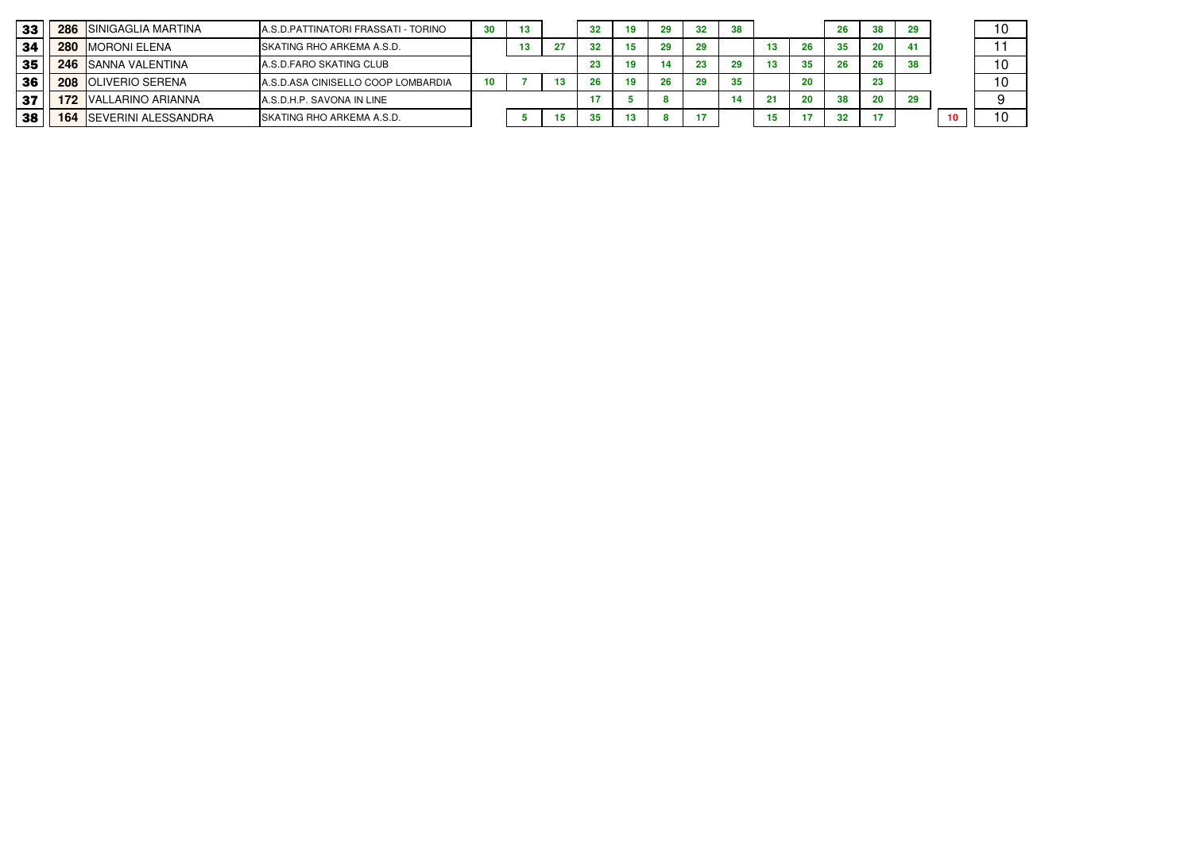| | | | | | | | | | | | | | | | | | | |
|---|---|---|---|---|---|---|---|---|---|---|---|---|---|---|---|---|---|---|
| 33 | 286 | SINIGAGLIA MARTINA | A.S.D.PATTINATORI FRASSATI - TORINO | 30 | 13 | | 32 | 19 | 29 | 32 | 38 | | | 26 | 38 | 29 | | 10 |
| 34 | 280 | MORONI ELENA | SKATING RHO ARKEMA A.S.D. | | 13 | 27 | 32 | 15 | 29 | 29 | | 13 | 26 | 35 | 20 | 41 | | 11 |
| 35 | 246 | SANNA VALENTINA | A.S.D.FARO SKATING CLUB | | | | 23 | 19 | 14 | 23 | 29 | 13 | 35 | 26 | 26 | 38 | | 10 |
| 36 | 208 | OLIVERIO SERENA | A.S.D.ASA CINISELLO COOP LOMBARDIA | 10 | 7 | 13 | 26 | 19 | 26 | 29 | 35 | | 20 | | 23 | | | 10 |
| 37 | 172 | VALLARINO ARIANNA | A.S.D.H.P. SAVONA IN LINE | | | | 17 | 5 | 8 | | 14 | 21 | 20 | 38 | 20 | 29 | | 9 |
| 38 | 164 | SEVERINI ALESSANDRA | SKATING RHO ARKEMA A.S.D. | | 5 | 15 | 35 | 13 | 8 | 17 | | 15 | 17 | 32 | 17 | | 10 | 10 |